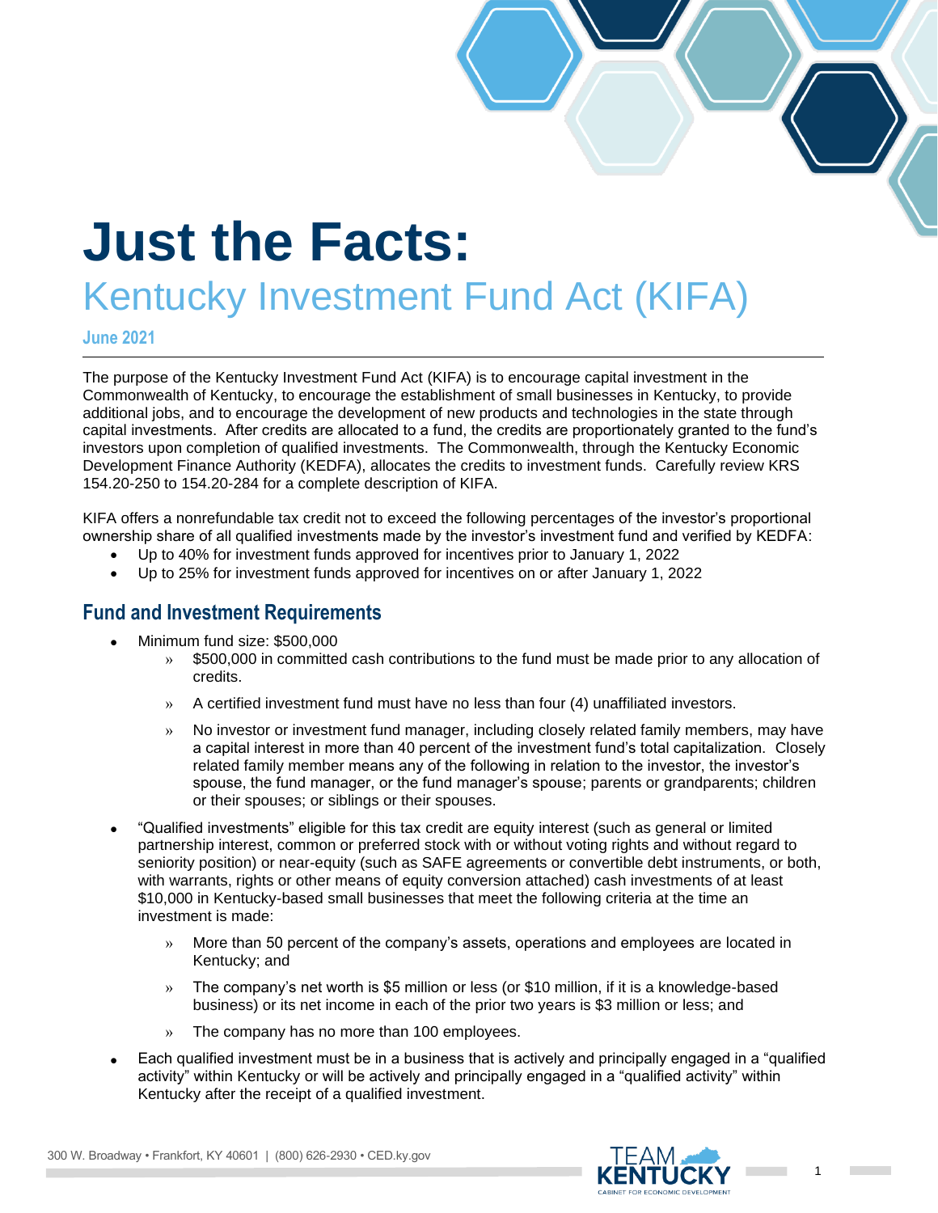# Just the Facts:

## Kentucky Investment Fund Act (KIFA)

**June 2021**

The purpose of the Kentucky Investment Fund Act (KIFA) is to encourage capital investment in the Commonwealth of Kentucky, to encourage the establishment of small businesses in Kentucky, to provide additional jobs, and to encourage the development of new products and technologies in the state through capital investments. After credits are allocated to a fund, the credits are proportionately granted to the fund's investors upon completion of qualified investments. The Commonwealth, through the Kentucky Economic Development Finance Authority (KEDFA), allocates the credits to investment funds. Carefully review KRS 154.20-250 to 154.20-284 for a complete description of KIFA.

KIFA offers a nonrefundable tax credit not to exceed the following percentages of the investor's proportional ownership share of all qualified investments made by the investor's investment fund and verified by KEDFA:

- Up to 40% for investment funds approved for incentives prior to January 1, 2022
- Up to 25% for investment funds approved for incentives on or after January 1, 2022

## Fund and Investment Requirements

- Minimum fund size: $500,000
  - $500,000 in committed cash contributions to the fund must be made prior to any allocation of credits.
  - A certified investment fund must have no less than four (4) unaffiliated investors.
  - No investor or investment fund manager, including closely related family members, may have a capital interest in more than 40 percent of the investment fund's total capitalization. Closely related family member means any of the following in relation to the investor, the investor's spouse, the fund manager, or the fund manager's spouse; parents or grandparents; children or their spouses; or siblings or their spouses.
- "Qualified investments" eligible for this tax credit are equity interest (such as general or limited partnership interest, common or preferred stock with or without voting rights and without regard to seniority position) or near-equity (such as SAFE agreements or convertible debt instruments, or both, with warrants, rights or other means of equity conversion attached) cash investments of at least $10,000 in Kentucky-based small businesses that meet the following criteria at the time an investment is made:
  - More than 50 percent of the company's assets, operations and employees are located in Kentucky; and
  - The company's net worth is $5 million or less (or $10 million, if it is a knowledge-based business) or its net income in each of the prior two years is $3 million or less; and
  - The company has no more than 100 employees.
- Each qualified investment must be in a business that is actively and principally engaged in a "qualified activity" within Kentucky or will be actively and principally engaged in a "qualified activity" within Kentucky after the receipt of a qualified investment.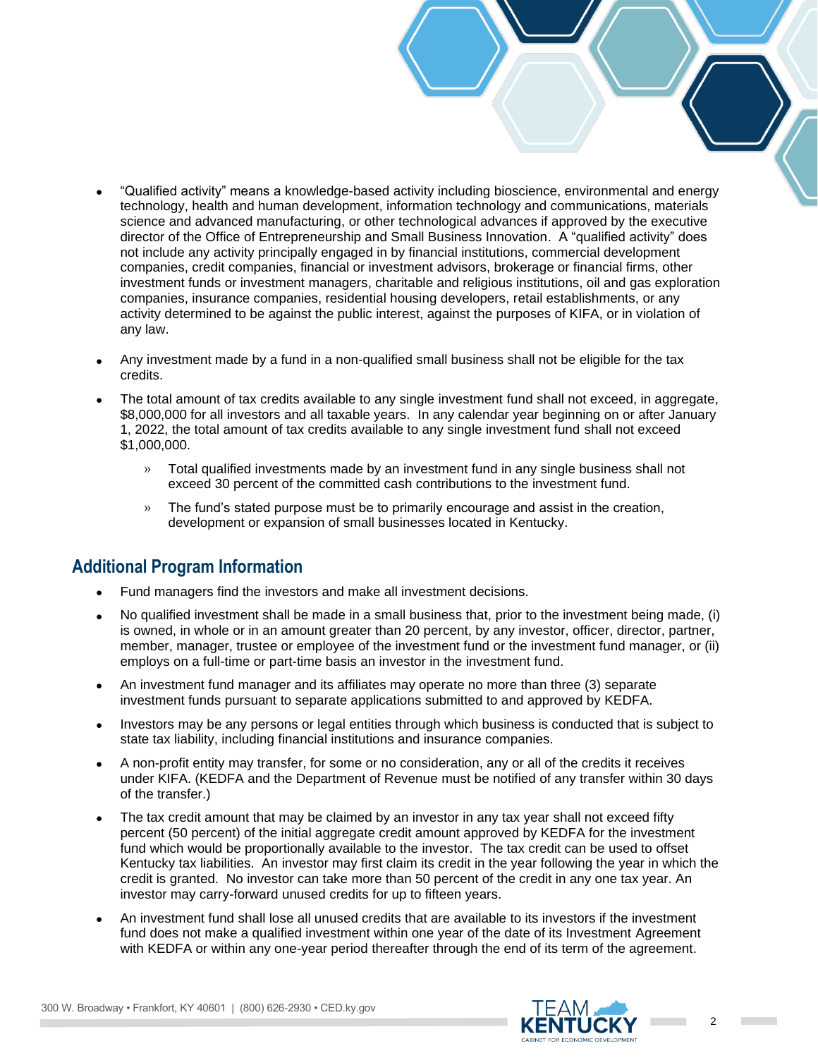- "Qualified activity" means a knowledge-based activity including bioscience, environmental and energy technology, health and human development, information technology and communications, materials science and advanced manufacturing, or other technological advances if approved by the executive director of the Office of Entrepreneurship and Small Business Innovation. A "qualified activity" does not include any activity principally engaged in by financial institutions, commercial development companies, credit companies, financial or investment advisors, brokerage or financial firms, other investment funds or investment managers, charitable and religious institutions, oil and gas exploration companies, insurance companies, residential housing developers, retail establishments, or any activity determined to be against the public interest, against the purposes of KIFA, or in violation of any law.
- Any investment made by a fund in a non-qualified small business shall not be eligible for the tax credits.
- The total amount of tax credits available to any single investment fund shall not exceed, in aggregate, $8,000,000 for all investors and all taxable years. In any calendar year beginning on or after January 1, 2022, the total amount of tax credits available to any single investment fund shall not exceed $1,000,000.
  - Total qualified investments made by an investment fund in any single business shall not exceed 30 percent of the committed cash contributions to the investment fund.
  - The fund's stated purpose must be to primarily encourage and assist in the creation, development or expansion of small businesses located in Kentucky.

## Additional Program Information

- Fund managers find the investors and make all investment decisions.
- No qualified investment shall be made in a small business that, prior to the investment being made, (i) is owned, in whole or in an amount greater than 20 percent, by any investor, officer, director, partner, member, manager, trustee or employee of the investment fund or the investment fund manager, or (ii) employs on a full-time or part-time basis an investor in the investment fund.
- An investment fund manager and its affiliates may operate no more than three (3) separate investment funds pursuant to separate applications submitted to and approved by KEDFA.
- Investors may be any persons or legal entities through which business is conducted that is subject to state tax liability, including financial institutions and insurance companies.
- A non-profit entity may transfer, for some or no consideration, any or all of the credits it receives under KIFA. (KEDFA and the Department of Revenue must be notified of any transfer within 30 days of the transfer.)
- The tax credit amount that may be claimed by an investor in any tax year shall not exceed fifty percent (50 percent) of the initial aggregate credit amount approved by KEDFA for the investment fund which would be proportionally available to the investor. The tax credit can be used to offset Kentucky tax liabilities. An investor may first claim its credit in the year following the year in which the credit is granted. No investor can take more than 50 percent of the credit in any one tax year. An investor may carry-forward unused credits for up to fifteen years.
- An investment fund shall lose all unused credits that are available to its investors if the investment fund does not make a qualified investment within one year of the date of its Investment Agreement with KEDFA or within any one-year period thereafter through the end of its term of the agreement.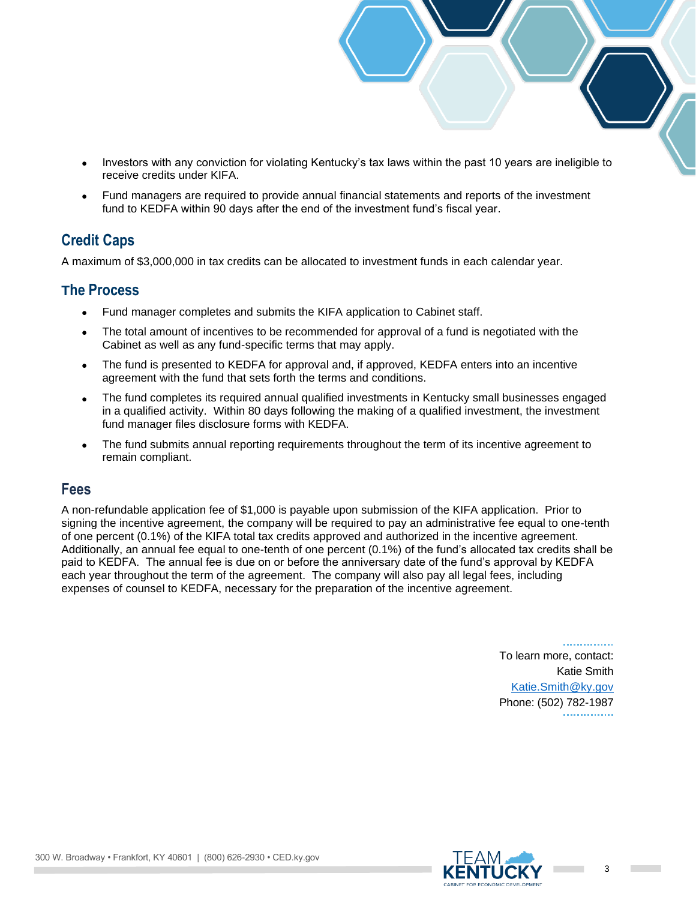- Investors with any conviction for violating Kentucky's tax laws within the past 10 years are ineligible to receive credits under KIFA.
- Fund managers are required to provide annual financial statements and reports of the investment fund to KEDFA within 90 days after the end of the investment fund's fiscal year.

## Credit Caps

A maximum of $3,000,000 in tax credits can be allocated to investment funds in each calendar year.

## The Process

- Fund manager completes and submits the KIFA application to Cabinet staff.
- The total amount of incentives to be recommended for approval of a fund is negotiated with the Cabinet as well as any fund-specific terms that may apply.
- The fund is presented to KEDFA for approval and, if approved, KEDFA enters into an incentive agreement with the fund that sets forth the terms and conditions.
- The fund completes its required annual qualified investments in Kentucky small businesses engaged in a qualified activity. Within 80 days following the making of a qualified investment, the investment fund manager files disclosure forms with KEDFA.
- The fund submits annual reporting requirements throughout the term of its incentive agreement to remain compliant.

## Fees

A non-refundable application fee of $1,000 is payable upon submission of the KIFA application. Prior to signing the incentive agreement, the company will be required to pay an administrative fee equal to one-tenth of one percent (0.1%) of the KIFA total tax credits approved and authorized in the incentive agreement. Additionally, an annual fee equal to one-tenth of one percent (0.1%) of the fund's allocated tax credits shall be paid to KEDFA. The annual fee is due on or before the anniversary date of the fund's approval by KEDFA each year throughout the term of the agreement. The company will also pay all legal fees, including expenses of counsel to KEDFA, necessary for the preparation of the incentive agreement.

To learn more, contact:
Katie Smith
Katie.Smith@ky.gov
Phone: (502) 782-1987